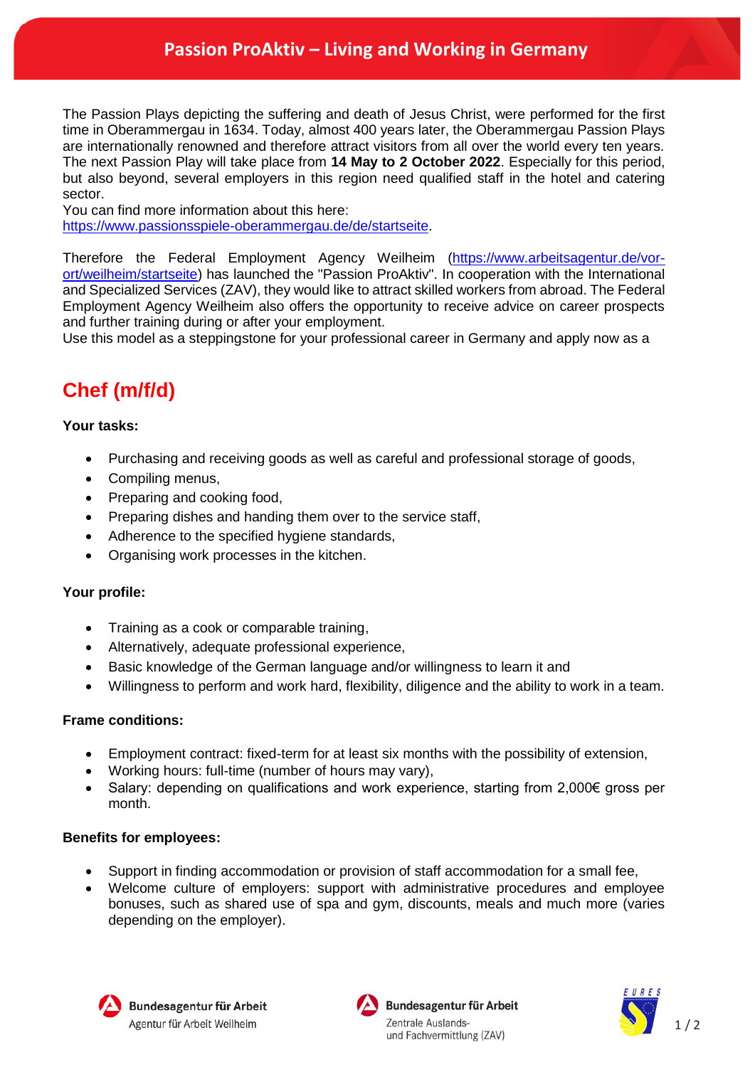# Passion ProAktiv – Living and Working in Germany

The Passion Plays depicting the suffering and death of Jesus Christ, were performed for the first time in Oberammergau in 1634. Today, almost 400 years later, the Oberammergau Passion Plays are internationally renowned and therefore attract visitors from all over the world every ten years. The next Passion Play will take place from **14 May to 2 October 2022**. Especially for this period, but also beyond, several employers in this region need qualified staff in the hotel and catering sector.
You can find more information about this here:
https://www.passionsspiele-oberammergau.de/de/startseite.

Therefore the Federal Employment Agency Weilheim (https://www.arbeitsagentur.de/vor-ort/weilheim/startseite) has launched the "Passion ProAktiv". In cooperation with the International and Specialized Services (ZAV), they would like to attract skilled workers from abroad. The Federal Employment Agency Weilheim also offers the opportunity to receive advice on career prospects and further training during or after your employment.
Use this model as a steppingstone for your professional career in Germany and apply now as a

## Chef (m/f/d)

**Your tasks:**

- Purchasing and receiving goods as well as careful and professional storage of goods,
- Compiling menus,
- Preparing and cooking food,
- Preparing dishes and handing them over to the service staff,
- Adherence to the specified hygiene standards,
- Organising work processes in the kitchen.

**Your profile:**

- Training as a cook or comparable training,
- Alternatively, adequate professional experience,
- Basic knowledge of the German language and/or willingness to learn it and
- Willingness to perform and work hard, flexibility, diligence and the ability to work in a team.

**Frame conditions:**

- Employment contract: fixed-term for at least six months with the possibility of extension,
- Working hours: full-time (number of hours may vary),
- Salary: depending on qualifications and work experience, starting from 2,000€ gross per month.

**Benefits for employees:**

- Support in finding accommodation or provision of staff accommodation for a small fee,
- Welcome culture of employers: support with administrative procedures and employee bonuses, such as shared use of spa and gym, discounts, meals and much more (varies depending on the employer).

Bundesagentur für Arbeit
Agentur für Arbeit Weilheim

Bundesagentur für Arbeit
Zentrale Auslands- und Fachvermittlung (ZAV)

EURES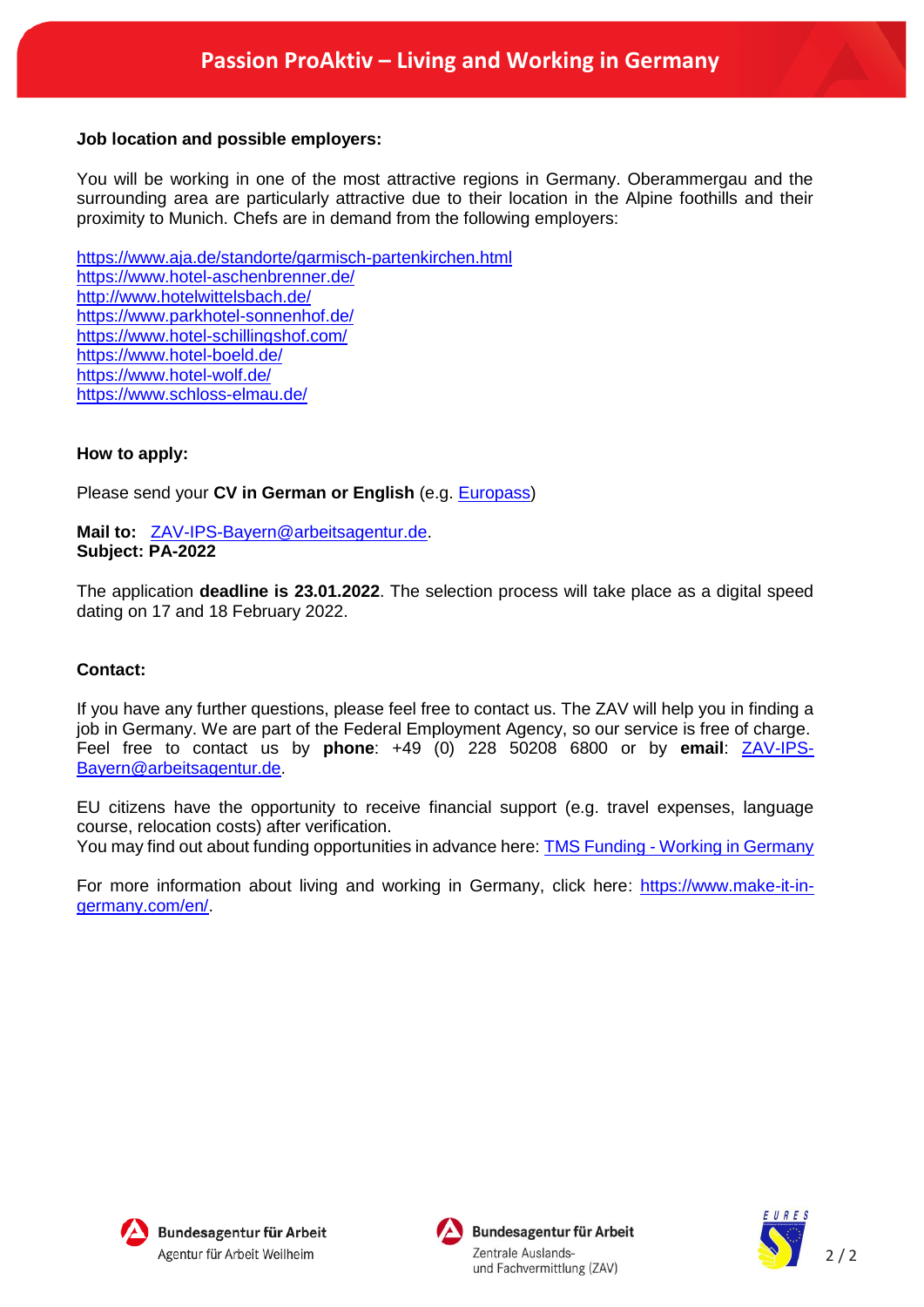**Job location and possible employers:**

You will be working in one of the most attractive regions in Germany. Oberammergau and the surrounding area are particularly attractive due to their location in the Alpine foothills and their proximity to Munich. Chefs are in demand from the following employers:

https://www.aja.de/standorte/garmisch-partenkirchen.html
https://www.hotel-aschenbrenner.de/
http://www.hotelwittelsbach.de/
https://www.parkhotel-sonnenhof.de/
https://www.hotel-schillingshof.com/
https://www.hotel-boeld.de/
https://www.hotel-wolf.de/
https://www.schloss-elmau.de/

**How to apply:**

Please send your **CV in German or English** (e.g. Europass)

**Mail to:** ZAV-IPS-Bayern@arbeitsagentur.de.
**Subject: PA-2022**

The application **deadline is 23.01.2022**. The selection process will take place as a digital speed dating on 17 and 18 February 2022.

**Contact:**

If you have any further questions, please feel free to contact us. The ZAV will help you in finding a job in Germany. We are part of the Federal Employment Agency, so our service is free of charge. Feel free to contact us by **phone**: +49 (0) 228 50208 6800 or by **email**: ZAV-IPS-Bayern@arbeitsagentur.de.

EU citizens have the opportunity to receive financial support (e.g. travel expenses, language course, relocation costs) after verification.
You may find out about funding opportunities in advance here: TMS Funding - Working in Germany

For more information about living and working in Germany, click here: https://www.make-it-in-germany.com/en/.

Bundesagentur für Arbeit
Agentur für Arbeit Weilheim

Bundesagentur für Arbeit
Zentrale Auslands- und Fachvermittlung (ZAV)

EURES